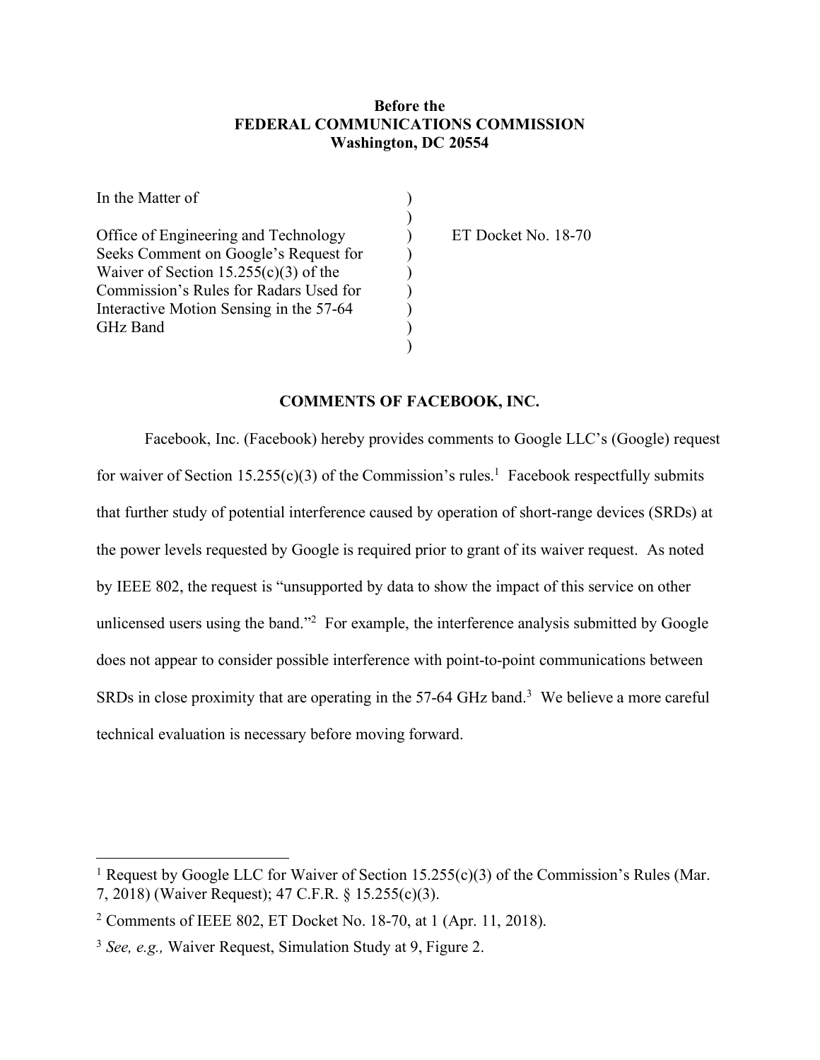**Before the**
**FEDERAL COMMUNICATIONS COMMISSION**
**Washington, DC 20554**

| | | |
|---|---|---|
| In the Matter of | ) | |
| | ) | |
| Office of Engineering and Technology Seeks Comment on Google's Request for Waiver of Section 15.255(c)(3) of the Commission's Rules for Radars Used for Interactive Motion Sensing in the 57-64 GHz Band | ) | ET Docket No. 18-70 |
| | ) | |

**COMMENTS OF FACEBOOK, INC.**

Facebook, Inc. (Facebook) hereby provides comments to Google LLC's (Google) request for waiver of Section 15.255(c)(3) of the Commission's rules.[1] Facebook respectfully submits that further study of potential interference caused by operation of short-range devices (SRDs) at the power levels requested by Google is required prior to grant of its waiver request. As noted by IEEE 802, the request is "unsupported by data to show the impact of this service on other unlicensed users using the band."[2] For example, the interference analysis submitted by Google does not appear to consider possible interference with point-to-point communications between SRDs in close proximity that are operating in the 57-64 GHz band.[3] We believe a more careful technical evaluation is necessary before moving forward.

---

[1] Request by Google LLC for Waiver of Section 15.255(c)(3) of the Commission's Rules (Mar. 7, 2018) (Waiver Request); 47 C.F.R. § 15.255(c)(3).

[2] Comments of IEEE 802, ET Docket No. 18-70, at 1 (Apr. 11, 2018).

[3] *See, e.g.,* Waiver Request, Simulation Study at 9, Figure 2.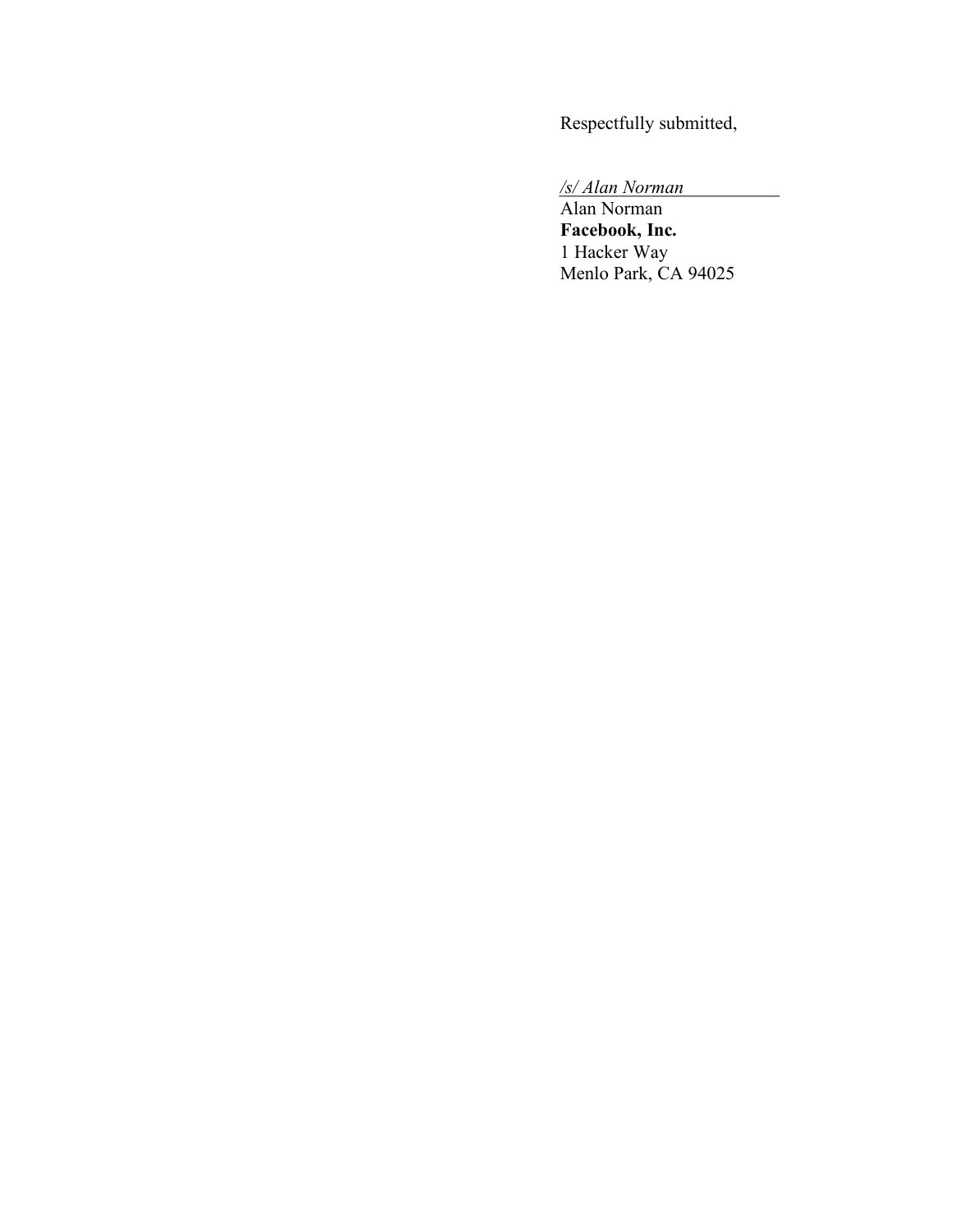Respectfully submitted,

*/s/ Alan Norman*

Alan Norman
**Facebook, Inc.**
1 Hacker Way
Menlo Park, CA 94025